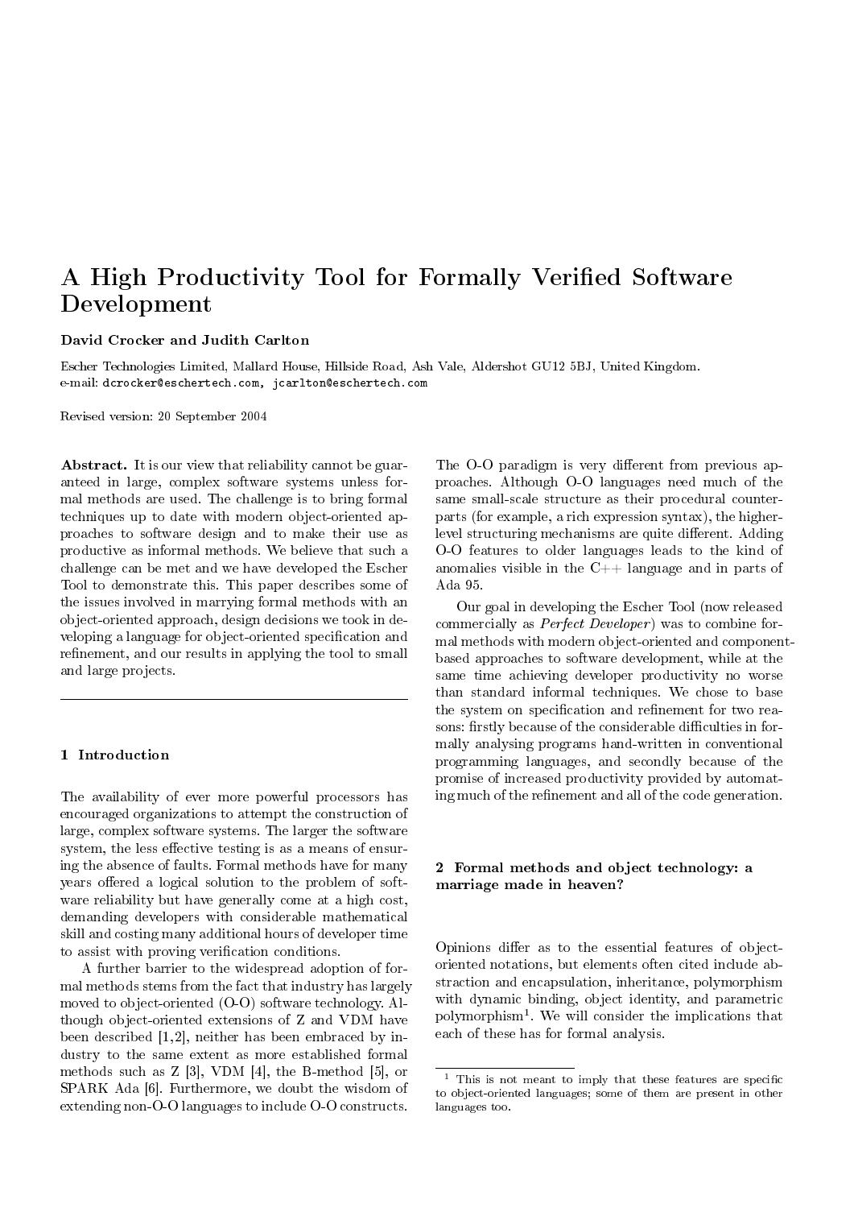# A High Productivity Tool for Formally Verified Software Development

**David Crocker and Judith Carlton**

Escher Technologies Limited, Mallard House, Hillside Road, Ash Vale, Aldershot GU12 5BJ, United Kingdom.
e-mail: dcrocker@eschertech.com, jcarlton@eschertech.com

Revised version: 20 September 2004

**Abstract.** It is our view that reliability cannot be guaranteed in large, complex software systems unless formal methods are used. The challenge is to bring formal techniques up to date with modern object-oriented approaches to software design and to make their use as productive as informal methods. We believe that such a challenge can be met and we have developed the Escher Tool to demonstrate this. This paper describes some of the issues involved in marrying formal methods with an object-oriented approach, design decisions we took in developing a language for object-oriented specification and refinement, and our results in applying the tool to small and large projects.

## 1 Introduction

The availability of ever more powerful processors has encouraged organizations to attempt the construction of large, complex software systems. The larger the software system, the less effective testing is as a means of ensuring the absence of faults. Formal methods have for many years offered a logical solution to the problem of software reliability but have generally come at a high cost, demanding developers with considerable mathematical skill and costing many additional hours of developer time to assist with proving verification conditions.

A further barrier to the widespread adoption of formal methods stems from the fact that industry has largely moved to object-oriented (O-O) software technology. Although object-oriented extensions of Z and VDM have been described [1,2], neither has been embraced by industry to the same extent as more established formal methods such as Z [3], VDM [4], the B-method [5], or SPARK Ada [6]. Furthermore, we doubt the wisdom of extending non-O-O languages to include O-O constructs. The O-O paradigm is very different from previous approaches. Although O-O languages need much of the same small-scale structure as their procedural counterparts (for example, a rich expression syntax), the higher-level structuring mechanisms are quite different. Adding O-O features to older languages leads to the kind of anomalies visible in the C++ language and in parts of Ada 95.

Our goal in developing the Escher Tool (now released commercially as *Perfect Developer*) was to combine formal methods with modern object-oriented and component-based approaches to software development, while at the same time achieving developer productivity no worse than standard informal techniques. We chose to base the system on specification and refinement for two reasons: firstly because of the considerable difficulties in formally analysing programs hand-written in conventional programming languages, and secondly because of the promise of increased productivity provided by automating much of the refinement and all of the code generation.

## 2 Formal methods and object technology: a marriage made in heaven?

Opinions differ as to the essential features of object-oriented notations, but elements often cited include abstraction and encapsulation, inheritance, polymorphism with dynamic binding, object identity, and parametric polymorphism[1]. We will consider the implications that each of these has for formal analysis.

[1] This is not meant to imply that these features are specific to object-oriented languages; some of them are present in other languages too.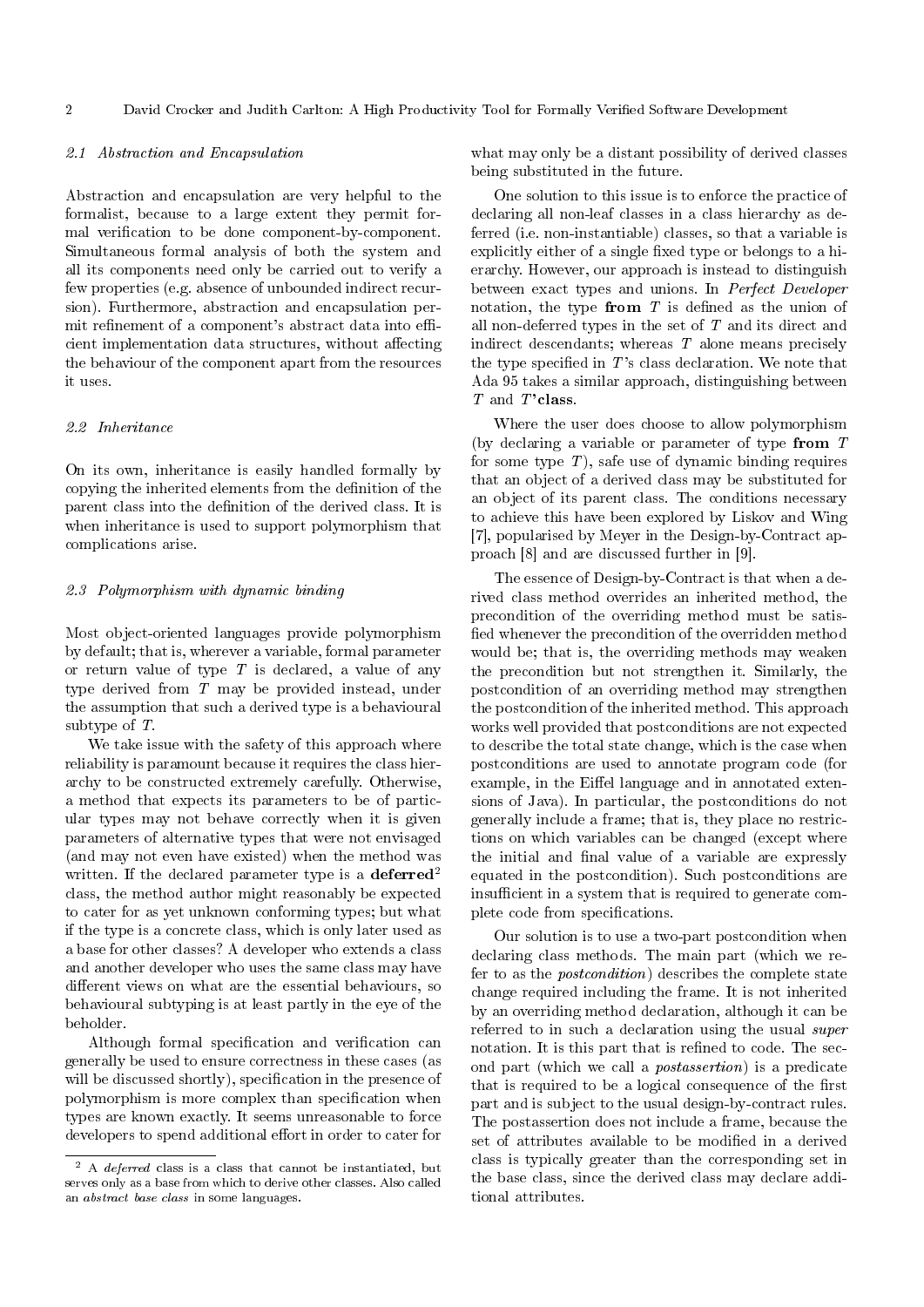### 2.1 Abstraction and Encapsulation

Abstraction and encapsulation are very helpful to the formalist, because to a large extent they permit formal verification to be done component-by-component. Simultaneous formal analysis of both the system and all its components need only be carried out to verify a few properties (e.g. absence of unbounded indirect recursion). Furthermore, abstraction and encapsulation permit refinement of a component's abstract data into efficient implementation data structures, without affecting the behaviour of the component apart from the resources it uses.

### 2.2 Inheritance

On its own, inheritance is easily handled formally by copying the inherited elements from the definition of the parent class into the definition of the derived class. It is when inheritance is used to support polymorphism that complications arise.

### 2.3 Polymorphism with dynamic binding

Most object-oriented languages provide polymorphism by default; that is, wherever a variable, formal parameter or return value of type $T$ is declared, a value of any type derived from $T$ may be provided instead, under the assumption that such a derived type is a behavioural subtype of $T$.

We take issue with the safety of this approach where reliability is paramount because it requires the class hierarchy to be constructed extremely carefully. Otherwise, a method that expects its parameters to be of particular types may not behave correctly when it is given parameters of alternative types that were not envisaged (and may not even have existed) when the method was written. If the declared parameter type is a **deferred**[2] class, the method author might reasonably be expected to cater for as yet unknown conforming types; but what if the type is a concrete class, which is only later used as a base for other classes? A developer who extends a class and another developer who uses the same class may have different views on what are the essential behaviours, so behavioural subtyping is at least partly in the eye of the beholder.

Although formal specification and verification can generally be used to ensure correctness in these cases (as will be discussed shortly), specification in the presence of polymorphism is more complex than specification when types are known exactly. It seems unreasonable to force developers to spend additional effort in order to cater for what may only be a distant possibility of derived classes being substituted in the future.

One solution to this issue is to enforce the practice of declaring all non-leaf classes in a class hierarchy as deferred (i.e. non-instantiable) classes, so that a variable is explicitly either of a single fixed type or belongs to a hierarchy. However, our approach is instead to distinguish between exact types and unions. In *Perfect Developer* notation, the type **from** $T$ is defined as the union of all non-deferred types in the set of $T$ and its direct and indirect descendants; whereas $T$ alone means precisely the type specified in $T$'s class declaration. We note that Ada 95 takes a similar approach, distinguishing between $T$ and $T$**'class**.

Where the user does choose to allow polymorphism (by declaring a variable or parameter of type **from** $T$ for some type $T$), safe use of dynamic binding requires that an object of a derived class may be substituted for an object of its parent class. The conditions necessary to achieve this have been explored by Liskov and Wing [7], popularised by Meyer in the Design-by-Contract approach [8] and are discussed further in [9].

The essence of Design-by-Contract is that when a derived class method overrides an inherited method, the precondition of the overriding method must be satisfied whenever the precondition of the overridden method would be; that is, the overriding methods may weaken the precondition but not strengthen it. Similarly, the postcondition of an overriding method may strengthen the postcondition of the inherited method. This approach works well provided that postconditions are not expected to describe the total state change, which is the case when postconditions are used to annotate program code (for example, in the Eiffel language and in annotated extensions of Java). In particular, the postconditions do not generally include a frame; that is, they place no restrictions on which variables can be changed (except where the initial and final value of a variable are expressly equated in the postcondition). Such postconditions are insufficient in a system that is required to generate complete code from specifications.

Our solution is to use a two-part postcondition when declaring class methods. The main part (which we refer to as the *postcondition*) describes the complete state change required including the frame. It is not inherited by an overriding method declaration, although it can be referred to in such a declaration using the usual *super* notation. It is this part that is refined to code. The second part (which we call a *postassertion*) is a predicate that is required to be a logical consequence of the first part and is subject to the usual design-by-contract rules. The postassertion does not include a frame, because the set of attributes available to be modified in a derived class is typically greater than the corresponding set in the base class, since the derived class may declare additional attributes.

[2] A *deferred* class is a class that cannot be instantiated, but serves only as a base from which to derive other classes. Also called an *abstract base class* in some languages.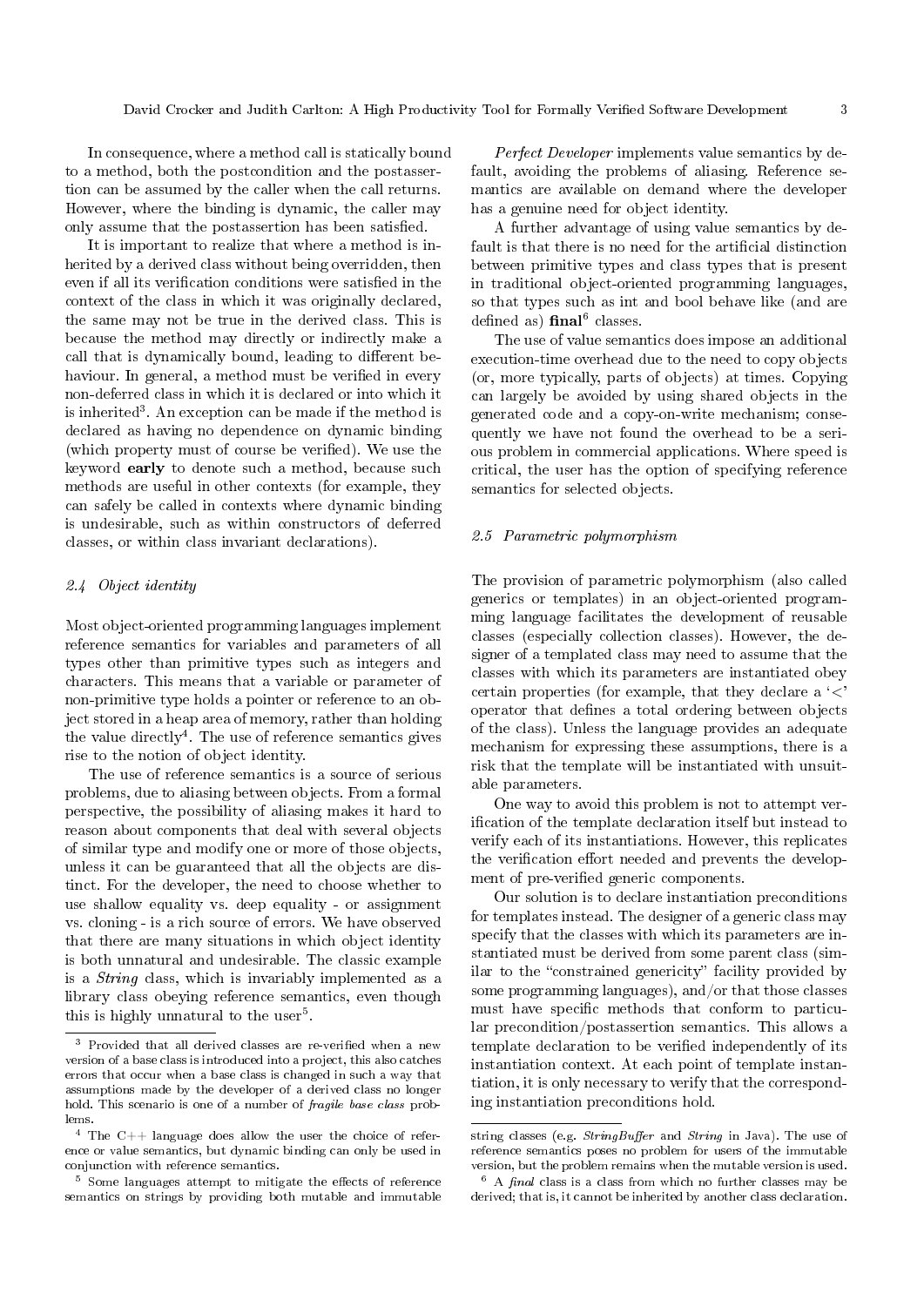In consequence, where a method call is statically bound to a method, both the postcondition and the postassertion can be assumed by the caller when the call returns. However, where the binding is dynamic, the caller may only assume that the postassertion has been satisfied.

It is important to realize that where a method is inherited by a derived class without being overridden, then even if all its verification conditions were satisfied in the context of the class in which it was originally declared, the same may not be true in the derived class. This is because the method may directly or indirectly make a call that is dynamically bound, leading to different behaviour. In general, a method must be verified in every non-deferred class in which it is declared or into which it is inherited[3]. An exception can be made if the method is declared as having no dependence on dynamic binding (which property must of course be verified). We use the keyword **early** to denote such a method, because such methods are useful in other contexts (for example, they can safely be called in contexts where dynamic binding is undesirable, such as within constructors of deferred classes, or within class invariant declarations).

### 2.4 Object identity

Most object-oriented programming languages implement reference semantics for variables and parameters of all types other than primitive types such as integers and characters. This means that a variable or parameter of non-primitive type holds a pointer or reference to an object stored in a heap area of memory, rather than holding the value directly[4]. The use of reference semantics gives rise to the notion of object identity.

The use of reference semantics is a source of serious problems, due to aliasing between objects. From a formal perspective, the possibility of aliasing makes it hard to reason about components that deal with several objects of similar type and modify one or more of those objects, unless it can be guaranteed that all the objects are distinct. For the developer, the need to choose whether to use shallow equality vs. deep equality - or assignment vs. cloning - is a rich source of errors. We have observed that there are many situations in which object identity is both unnatural and undesirable. The classic example is a *String* class, which is invariably implemented as a library class obeying reference semantics, even though this is highly unnatural to the user[5].

*Perfect Developer* implements value semantics by default, avoiding the problems of aliasing. Reference semantics are available on demand where the developer has a genuine need for object identity.

A further advantage of using value semantics by default is that there is no need for the artificial distinction between primitive types and class types that is present in traditional object-oriented programming languages, so that types such as int and bool behave like (and are defined as) **final**[6] classes.

The use of value semantics does impose an additional execution-time overhead due to the need to copy objects (or, more typically, parts of objects) at times. Copying can largely be avoided by using shared objects in the generated code and a copy-on-write mechanism; consequently we have not found the overhead to be a serious problem in commercial applications. Where speed is critical, the user has the option of specifying reference semantics for selected objects.

### 2.5 Parametric polymorphism

The provision of parametric polymorphism (also called generics or templates) in an object-oriented programming language facilitates the development of reusable classes (especially collection classes). However, the designer of a templated class may need to assume that the classes with which its parameters are instantiated obey certain properties (for example, that they declare a '<' operator that defines a total ordering between objects of the class). Unless the language provides an adequate mechanism for expressing these assumptions, there is a risk that the template will be instantiated with unsuitable parameters.

One way to avoid this problem is not to attempt verification of the template declaration itself but instead to verify each of its instantiations. However, this replicates the verification effort needed and prevents the development of pre-verified generic components.

Our solution is to declare instantiation preconditions for templates instead. The designer of a generic class may specify that the classes with which its parameters are instantiated must be derived from some parent class (similar to the "constrained genericity" facility provided by some programming languages), and/or that those classes must have specific methods that conform to particular precondition/postassertion semantics. This allows a template declaration to be verified independently of its instantiation context. At each point of template instantiation, it is only necessary to verify that the corresponding instantiation preconditions hold.

---

[3] Provided that all derived classes are re-verified when a new version of a base class is introduced into a project, this also catches errors that occur when a base class is changed in such a way that assumptions made by the developer of a derived class no longer hold. This scenario is one of a number of *fragile base class* problems.

[4] The C++ language does allow the user the choice of reference or value semantics, but dynamic binding can only be used in conjunction with reference semantics.

[5] Some languages attempt to mitigate the effects of reference semantics on strings by providing both mutable and immutable string classes (e.g. *StringBuffer* and *String* in Java). The use of reference semantics poses no problem for users of the immutable version, but the problem remains when the mutable version is used.

[6] A *final* class is a class from which no further classes may be derived; that is, it cannot be inherited by another class declaration.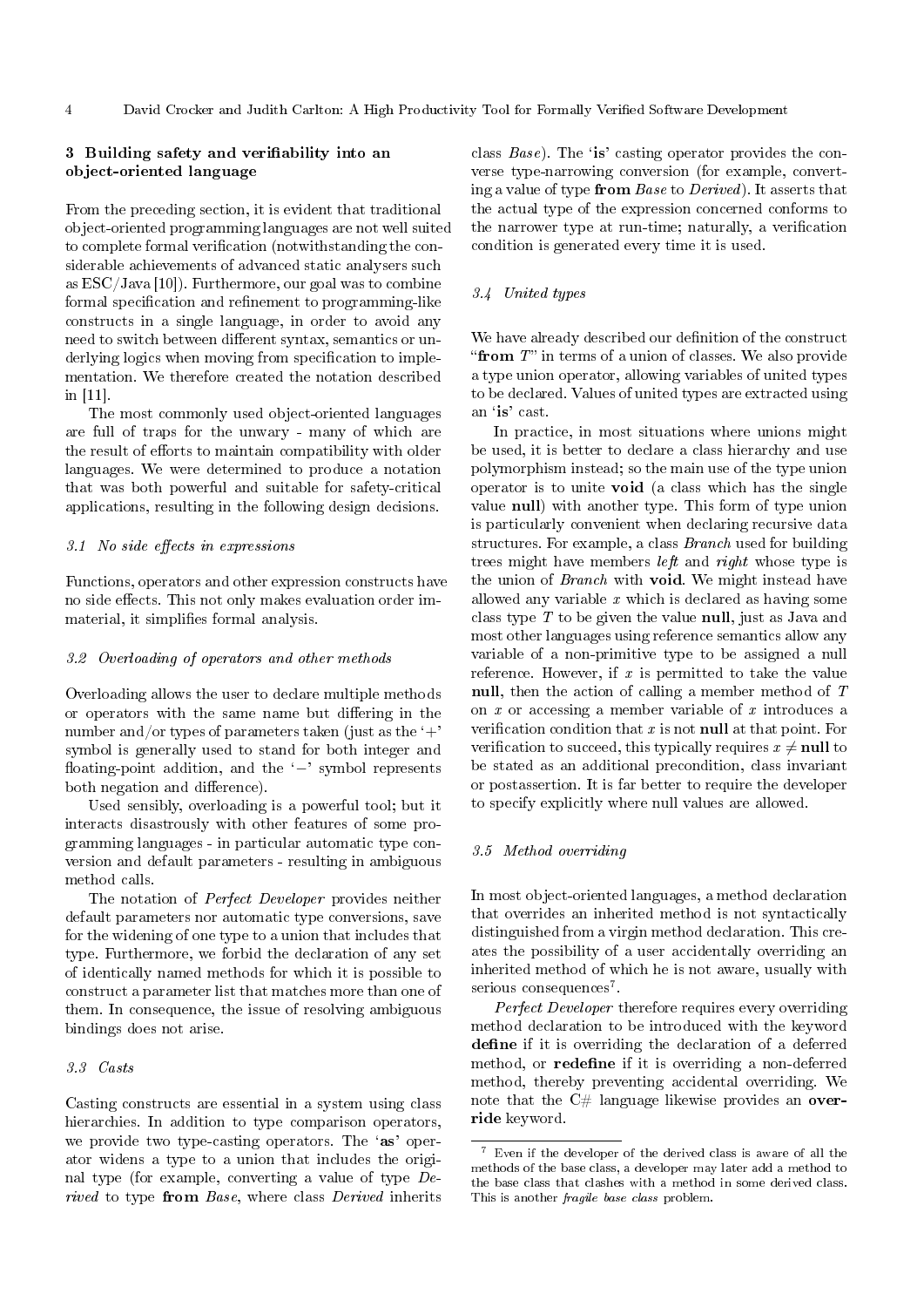## 3 Building safety and verifiability into an object-oriented language

From the preceding section, it is evident that traditional object-oriented programming languages are not well suited to complete formal verification (notwithstanding the considerable achievements of advanced static analysers such as ESC/Java [10]). Furthermore, our goal was to combine formal specification and refinement to programming-like constructs in a single language, in order to avoid any need to switch between different syntax, semantics or underlying logics when moving from specification to implementation. We therefore created the notation described in [11].

The most commonly used object-oriented languages are full of traps for the unwary - many of which are the result of efforts to maintain compatibility with older languages. We were determined to produce a notation that was both powerful and suitable for safety-critical applications, resulting in the following design decisions.

### 3.1 No side effects in expressions

Functions, operators and other expression constructs have no side effects. This not only makes evaluation order immaterial, it simplifies formal analysis.

### 3.2 Overloading of operators and other methods

Overloading allows the user to declare multiple methods or operators with the same name but differing in the number and/or types of parameters taken (just as the '+' symbol is generally used to stand for both integer and floating-point addition, and the '−' symbol represents both negation and difference).

Used sensibly, overloading is a powerful tool; but it interacts disastrously with other features of some programming languages - in particular automatic type conversion and default parameters - resulting in ambiguous method calls.

The notation of *Perfect Developer* provides neither default parameters nor automatic type conversions, save for the widening of one type to a union that includes that type. Furthermore, we forbid the declaration of any set of identically named methods for which it is possible to construct a parameter list that matches more than one of them. In consequence, the issue of resolving ambiguous bindings does not arise.

### 3.3 Casts

Casting constructs are essential in a system using class hierarchies. In addition to type comparison operators, we provide two type-casting operators. The '**as**' operator widens a type to a union that includes the original type (for example, converting a value of type *Derived* to type **from** *Base*, where class *Derived* inherits class *Base*). The '**is**' casting operator provides the converse type-narrowing conversion (for example, converting a value of type **from** *Base* to *Derived*). It asserts that the actual type of the expression concerned conforms to the narrower type at run-time; naturally, a verification condition is generated every time it is used.

### 3.4 United types

We have already described our definition of the construct "**from** *T*" in terms of a union of classes. We also provide a type union operator, allowing variables of united types to be declared. Values of united types are extracted using an '**is**' cast.

In practice, in most situations where unions might be used, it is better to declare a class hierarchy and use polymorphism instead; so the main use of the type union operator is to unite **void** (a class which has the single value **null**) with another type. This form of type union is particularly convenient when declaring recursive data structures. For example, a class *Branch* used for building trees might have members *left* and *right* whose type is the union of *Branch* with **void**. We might instead have allowed any variable $x$ which is declared as having some class type $T$ to be given the value **null**, just as Java and most other languages using reference semantics allow any variable of a non-primitive type to be assigned a null reference. However, if $x$ is permitted to take the value **null**, then the action of calling a member method of $T$ on $x$ or accessing a member variable of $x$ introduces a verification condition that $x$ is not **null** at that point. For verification to succeed, this typically requires $x \neq$ **null** to be stated as an additional precondition, class invariant or postassertion. It is far better to require the developer to specify explicitly where null values are allowed.

### 3.5 Method overriding

In most object-oriented languages, a method declaration that overrides an inherited method is not syntactically distinguished from a virgin method declaration. This creates the possibility of a user accidentally overriding an inherited method of which he is not aware, usually with serious consequences[7].

*Perfect Developer* therefore requires every overriding method declaration to be introduced with the keyword **define** if it is overriding the declaration of a deferred method, or **redefine** if it is overriding a non-deferred method, thereby preventing accidental overriding. We note that the C# language likewise provides an **override** keyword.

---

[7] Even if the developer of the derived class is aware of all the methods of the base class, a developer may later add a method to the base class that clashes with a method in some derived class. This is another *fragile base class* problem.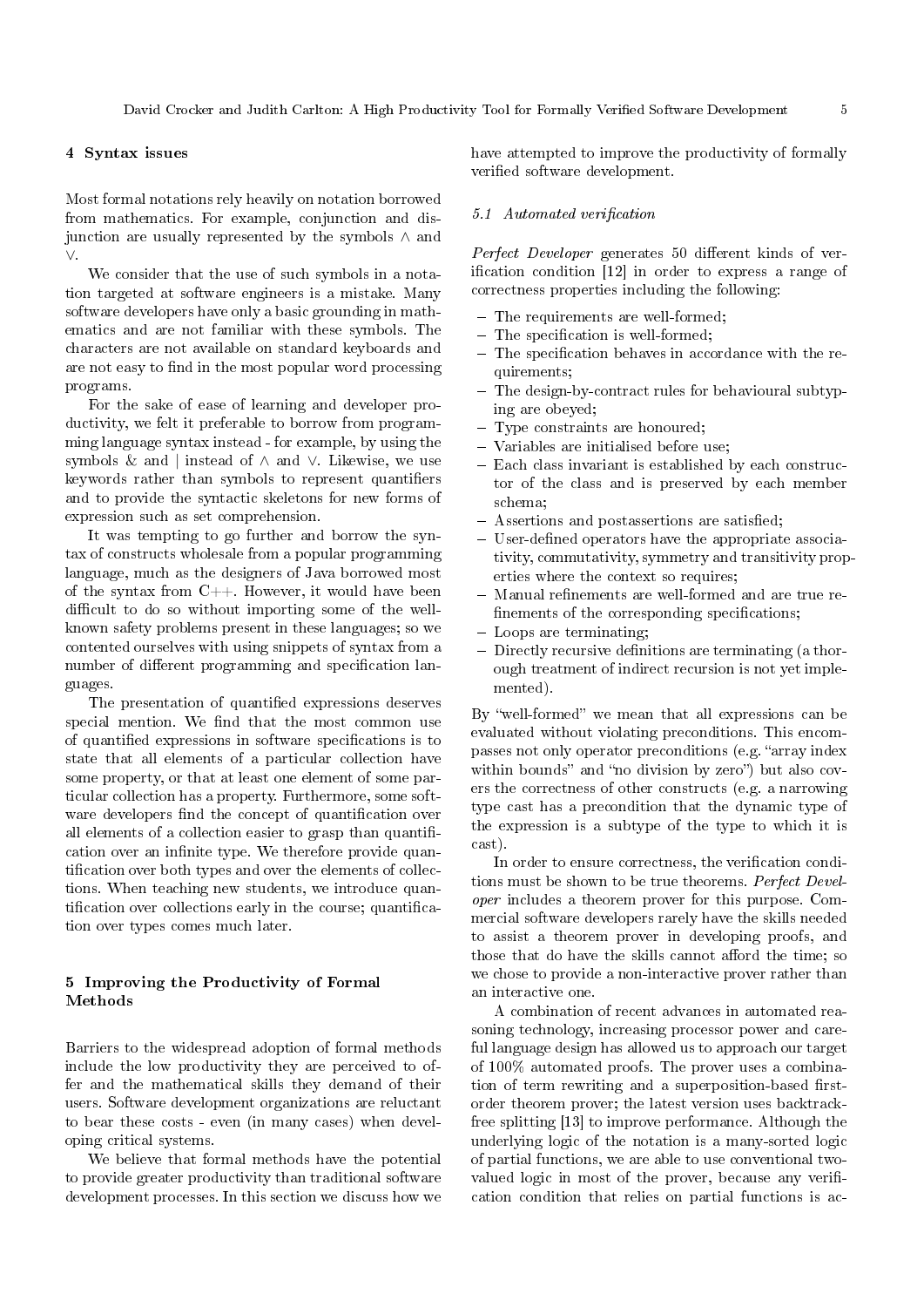## 4 Syntax issues

Most formal notations rely heavily on notation borrowed from mathematics. For example, conjunction and disjunction are usually represented by the symbols $\wedge$ and $\vee$.

We consider that the use of such symbols in a notation targeted at software engineers is a mistake. Many software developers have only a basic grounding in mathematics and are not familiar with these symbols. The characters are not available on standard keyboards and are not easy to find in the most popular word processing programs.

For the sake of ease of learning and developer productivity, we felt it preferable to borrow from programming language syntax instead - for example, by using the symbols & and | instead of $\wedge$ and $\vee$. Likewise, we use keywords rather than symbols to represent quantifiers and to provide the syntactic skeletons for new forms of expression such as set comprehension.

It was tempting to go further and borrow the syntax of constructs wholesale from a popular programming language, much as the designers of Java borrowed most of the syntax from C++. However, it would have been difficult to do so without importing some of the well-known safety problems present in these languages; so we contented ourselves with using snippets of syntax from a number of different programming and specification languages.

The presentation of quantified expressions deserves special mention. We find that the most common use of quantified expressions in software specifications is to state that all elements of a particular collection have some property, or that at least one element of some particular collection has a property. Furthermore, some software developers find the concept of quantification over all elements of a collection easier to grasp than quantification over an infinite type. We therefore provide quantification over both types and over the elements of collections. When teaching new students, we introduce quantification over collections early in the course; quantification over types comes much later.

## 5 Improving the Productivity of Formal Methods

Barriers to the widespread adoption of formal methods include the low productivity they are perceived to offer and the mathematical skills they demand of their users. Software development organizations are reluctant to bear these costs - even (in many cases) when developing critical systems.

We believe that formal methods have the potential to provide greater productivity than traditional software development processes. In this section we discuss how we have attempted to improve the productivity of formally verified software development.

### 5.1 Automated verification

*Perfect Developer* generates 50 different kinds of verification condition [12] in order to express a range of correctness properties including the following:

- The requirements are well-formed;
- The specification is well-formed;
- The specification behaves in accordance with the requirements;
- The design-by-contract rules for behavioural subtyping are obeyed;
- Type constraints are honoured;
- Variables are initialised before use;
- Each class invariant is established by each constructor of the class and is preserved by each member schema;
- Assertions and postassertions are satisfied;
- User-defined operators have the appropriate associativity, commutativity, symmetry and transitivity properties where the context so requires;
- Manual refinements are well-formed and are true refinements of the corresponding specifications;
- Loops are terminating;
- Directly recursive definitions are terminating (a thorough treatment of indirect recursion is not yet implemented).

By "well-formed" we mean that all expressions can be evaluated without violating preconditions. This encompasses not only operator preconditions (e.g. "array index within bounds" and "no division by zero") but also covers the correctness of other constructs (e.g. a narrowing type cast has a precondition that the dynamic type of the expression is a subtype of the type to which it is cast).

In order to ensure correctness, the verification conditions must be shown to be true theorems. *Perfect Developer* includes a theorem prover for this purpose. Commercial software developers rarely have the skills needed to assist a theorem prover in developing proofs, and those that do have the skills cannot afford the time; so we chose to provide a non-interactive prover rather than an interactive one.

A combination of recent advances in automated reasoning technology, increasing processor power and careful language design has allowed us to approach our target of 100% automated proofs. The prover uses a combination of term rewriting and a superposition-based first-order theorem prover; the latest version uses backtrack-free splitting [13] to improve performance. Although the underlying logic of the notation is a many-sorted logic of partial functions, we are able to use conventional two-valued logic in most of the prover, because any verification condition that relies on partial functions is ac-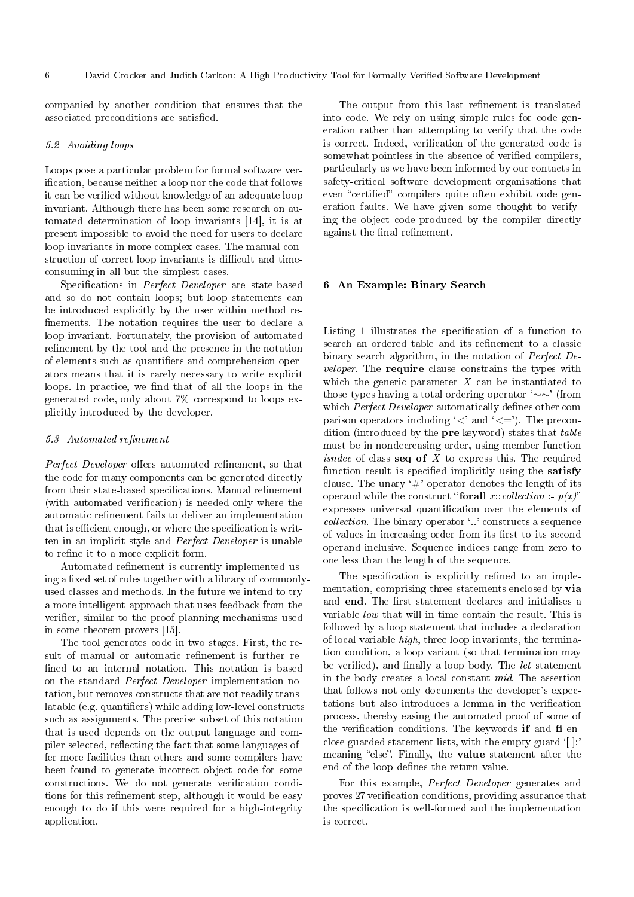companied by another condition that ensures that the associated preconditions are satisfied.

### 5.2 Avoiding loops

Loops pose a particular problem for formal software verification, because neither a loop nor the code that follows it can be verified without knowledge of an adequate loop invariant. Although there has been some research on automated determination of loop invariants [14], it is at present impossible to avoid the need for users to declare loop invariants in more complex cases. The manual construction of correct loop invariants is difficult and time-consuming in all but the simplest cases.

Specifications in *Perfect Developer* are state-based and so do not contain loops; but loop statements can be introduced explicitly by the user within method refinements. The notation requires the user to declare a loop invariant. Fortunately, the provision of automated refinement by the tool and the presence in the notation of elements such as quantifiers and comprehension operators means that it is rarely necessary to write explicit loops. In practice, we find that of all the loops in the generated code, only about 7% correspond to loops explicitly introduced by the developer.

### 5.3 Automated refinement

*Perfect Developer* offers automated refinement, so that the code for many components can be generated directly from their state-based specifications. Manual refinement (with automated verification) is needed only where the automatic refinement fails to deliver an implementation that is efficient enough, or where the specification is written in an implicit style and *Perfect Developer* is unable to refine it to a more explicit form.

Automated refinement is currently implemented using a fixed set of rules together with a library of commonly-used classes and methods. In the future we intend to try a more intelligent approach that uses feedback from the verifier, similar to the proof planning mechanisms used in some theorem provers [15].

The tool generates code in two stages. First, the result of manual or automatic refinement is further refined to an internal notation. This notation is based on the standard *Perfect Developer* implementation notation, but removes constructs that are not readily translatable (e.g. quantifiers) while adding low-level constructs such as assignments. The precise subset of this notation that is used depends on the output language and compiler selected, reflecting the fact that some languages offer more facilities than others and some compilers have been found to generate incorrect object code for some constructions. We do not generate verification conditions for this refinement step, although it would be easy enough to do if this were required for a high-integrity application.

The output from this last refinement is translated into code. We rely on using simple rules for code generation rather than attempting to verify that the code is correct. Indeed, verification of the generated code is somewhat pointless in the absence of verified compilers, particularly as we have been informed by our contacts in safety-critical software development organisations that even "certified" compilers quite often exhibit code generation faults. We have given some thought to verifying the object code produced by the compiler directly against the final refinement.

## 6 An Example: Binary Search

Listing 1 illustrates the specification of a function to search an ordered table and its refinement to a classic binary search algorithm, in the notation of *Perfect Developer*. The **require** clause constrains the types with which the generic parameter $X$ can be instantiated to those types having a total ordering operator '~~' (from which *Perfect Developer* automatically defines other comparison operators including '<' and '<='). The precondition (introduced by the **pre** keyword) states that *table* must be in nondecreasing order, using member function *isndec* of class **seq of** $X$ to express this. The required function result is specified implicitly using the **satisfy** clause. The unary '#' operator denotes the length of its operand while the construct "**forall** *x*::*collection* :- *p(x)*" expresses universal quantification over the elements of *collection*. The binary operator '..' constructs a sequence of values in increasing order from its first to its second operand inclusive. Sequence indices range from zero to one less than the length of the sequence.

The specification is explicitly refined to an implementation, comprising three statements enclosed by **via** and **end**. The first statement declares and initialises a variable *low* that will in time contain the result. This is followed by a loop statement that includes a declaration of local variable *high*, three loop invariants, the termination condition, a loop variant (so that termination may be verified), and finally a loop body. The *let* statement in the body creates a local constant *mid*. The assertion that follows not only documents the developer's expectations but also introduces a lemma in the verification process, thereby easing the automated proof of some of the verification conditions. The keywords **if** and **fi** enclose guarded statement lists, with the empty guard '[ ]:' meaning "else". Finally, the **value** statement after the end of the loop defines the return value.

For this example, *Perfect Developer* generates and proves 27 verification conditions, providing assurance that the specification is well-formed and the implementation is correct.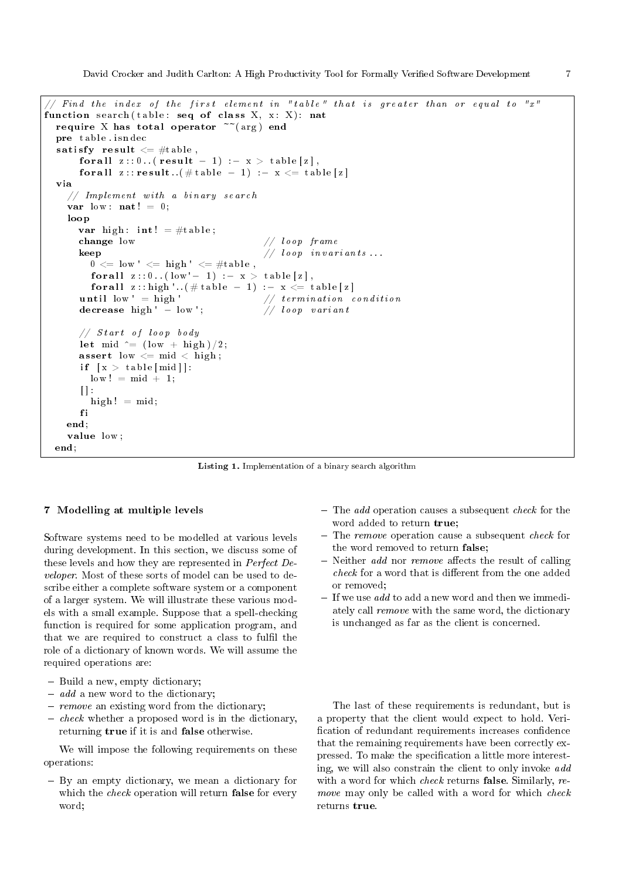```
// Find the index of the first element in "table" that is greater than or equal to "x"
function search(table: seq of class X, x: X): nat
  require X has total operator ~~(arg) end
  pre table.isndec
  satisfy result <= #table,
      forall z::0..(result - 1) :- x > table[z],
      forall z::result..(#table - 1) :- x <= table[z]
  via
    // Implement with a binary search
    var low: nat! = 0;
    loop
      var high: int! = #table;
      change low                        // loop frame
      keep                              // loop invariants...
        0 <= low' <= high' <= #table,
        forall z::0..(low'- 1) :- x > table[z],
        forall z::high'..(#table - 1) :- x <= table[z]
      until low' = high'                // termination condition
      decrease high' - low';            // loop variant

      // Start of loop body
      let mid ^= (low + high)/2;
      assert low <= mid < high;
      if [x > table[mid]]:
        low! = mid + 1;
      []:
        high! = mid;
      fi
    end;
    value low;
  end;
```

**Listing 1.** Implementation of a binary search algorithm

## 7 Modelling at multiple levels

Software systems need to be modelled at various levels during development. In this section, we discuss some of these levels and how they are represented in *Perfect Developer*. Most of these sorts of model can be used to describe either a complete software system or a component of a larger system. We will illustrate these various models with a small example. Suppose that a spell-checking function is required for some application program, and that we are required to construct a class to fulfil the role of a dictionary of known words. We will assume the required operations are:

- Build a new, empty dictionary;
- *add* a new word to the dictionary;
- *remove* an existing word from the dictionary;
- *check* whether a proposed word is in the dictionary, returning **true** if it is and **false** otherwise.

We will impose the following requirements on these operations:

- By an empty dictionary, we mean a dictionary for which the *check* operation will return **false** for every word;
- The *add* operation causes a subsequent *check* for the word added to return **true**;
- The *remove* operation cause a subsequent *check* for the word removed to return **false**;
- Neither *add* nor *remove* affects the result of calling *check* for a word that is different from the one added or removed;
- If we use *add* to add a new word and then we immediately call *remove* with the same word, the dictionary is unchanged as far as the client is concerned.

The last of these requirements is redundant, but is a property that the client would expect to hold. Verification of redundant requirements increases confidence that the remaining requirements have been correctly expressed. To make the specification a little more interesting, we will also constrain the client to only invoke *add* with a word for which *check* returns **false**. Similarly, *remove* may only be called with a word for which *check* returns **true**.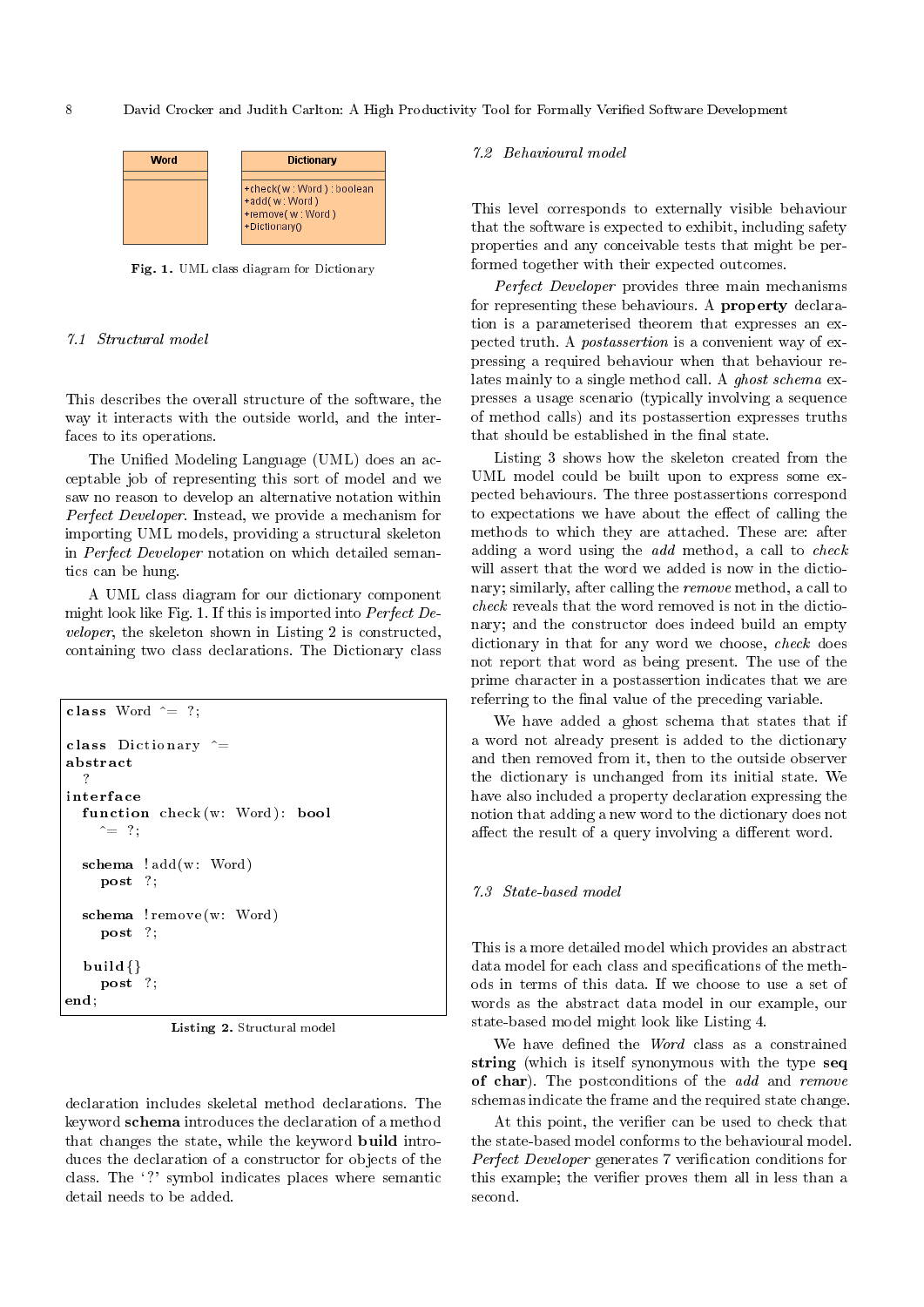Fig. 1. UML class diagram for Dictionary

### 7.1 Structural model

This describes the overall structure of the software, the way it interacts with the outside world, and the interfaces to its operations.

The Unified Modeling Language (UML) does an acceptable job of representing this sort of model and we saw no reason to develop an alternative notation within *Perfect Developer*. Instead, we provide a mechanism for importing UML models, providing a structural skeleton in *Perfect Developer* notation on which detailed semantics can be hung.

A UML class diagram for our dictionary component might look like Fig. 1. If this is imported into *Perfect Developer*, the skeleton shown in Listing 2 is constructed, containing two class declarations. The Dictionary class declaration includes skeletal method declarations. The keyword **schema** introduces the declaration of a method that changes the state, while the keyword **build** introduces the declaration of a constructor for objects of the class. The '?' symbol indicates places where semantic detail needs to be added.

```
class Word ^= ?;

class Dictionary ^=
abstract
  ?
interface
  function check(w: Word): bool
    ^= ?;

  schema !add(w: Word)
    post ?;

  schema !remove(w: Word)
    post ?;

  build{}
    post ?;
end;
```

**Listing 2.** Structural model

### 7.2 Behavioural model

This level corresponds to externally visible behaviour that the software is expected to exhibit, including safety properties and any conceivable tests that might be performed together with their expected outcomes.

*Perfect Developer* provides three main mechanisms for representing these behaviours. A **property** declaration is a parameterised theorem that expresses an expected truth. A *postassertion* is a convenient way of expressing a required behaviour when that behaviour relates mainly to a single method call. A *ghost schema* expresses a usage scenario (typically involving a sequence of method calls) and its postassertion expresses truths that should be established in the final state.

Listing 3 shows how the skeleton created from the UML model could be built upon to express some expected behaviours. The three postassertions correspond to expectations we have about the effect of calling the methods to which they are attached. These are: after adding a word using the *add* method, a call to *check* will assert that the word we added is now in the dictionary; similarly, after calling the *remove* method, a call to *check* reveals that the word removed is not in the dictionary; and the constructor does indeed build an empty dictionary in that for any word we choose, *check* does not report that word as being present. The use of the prime character in a postassertion indicates that we are referring to the final value of the preceding variable.

We have added a ghost schema that states that if a word not already present is added to the dictionary and then removed from it, then to the outside observer the dictionary is unchanged from its initial state. We have also included a property declaration expressing the notion that adding a new word to the dictionary does not affect the result of a query involving a different word.

### 7.3 State-based model

This is a more detailed model which provides an abstract data model for each class and specifications of the methods in terms of this data. If we choose to use a set of words as the abstract data model in our example, our state-based model might look like Listing 4.

We have defined the *Word* class as a constrained **string** (which is itself synonymous with the type **seq of char**). The postconditions of the *add* and *remove* schemas indicate the frame and the required state change.

At this point, the verifier can be used to check that the state-based model conforms to the behavioural model. *Perfect Developer* generates 7 verification conditions for this example; the verifier proves them all in less than a second.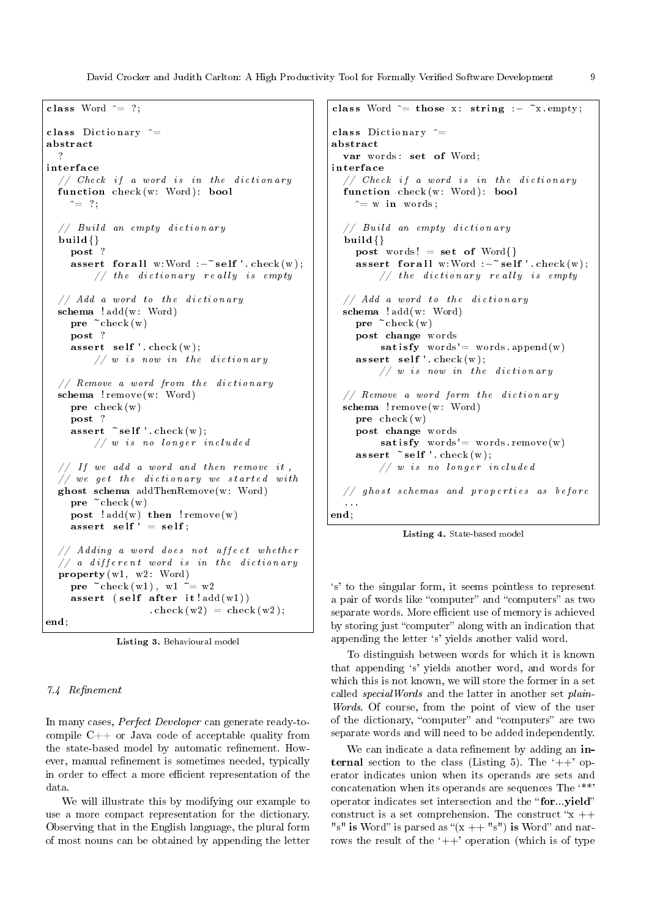```
class Word ^= ?;

class Dictionary ^=
abstract
  ?
interface
  // Check if a word is in the dictionary
  function check(w: Word): bool
    ^= ?;

  // Build an empty dictionary
  build{}
    post ?
    assert forall w:Word :- ~self'.check(w);
        // the dictionary really is empty

  // Add a word to the dictionary
  schema !add(w: Word)
    pre ~check(w)
    post ?
    assert self'.check(w);
        // w is now in the dictionary

  // Remove a word from the dictionary
  schema !remove(w: Word)
    pre check(w)
    post ?
    assert ~self'.check(w);
        // w is no longer included

  // If we add a word and then remove it,
  // we get the dictionary we started with
  ghost schema addThenRemove(w: Word)
    pre ~check(w)
    post !add(w) then !remove(w)
    assert self' = self;

  // Adding a word does not affect whether
  // a different word is in the dictionary
  property(w1, w2: Word)
    pre ~check(w1), w1 ~= w2
    assert (self after it!add(w1))
                  .check(w2) = check(w2);
end;
```

**Listing 3.** Behavioural model

```
class Word ^= those x: string :- ~x.empty;

class Dictionary ^=
abstract
  var words: set of Word;
interface
  // Check if a word is in the dictionary
  function check(w: Word): bool
    ^= w in words;

  // Build an empty dictionary
  build{}
    post words! = set of Word{}
    assert forall w:Word :- ~self'.check(w);
        // the dictionary really is empty

  // Add a word to the dictionary
  schema !add(w: Word)
    pre ~check(w)
    post change words
        satisfy words'= words.append(w)
    assert self'.check(w);
        // w is now in the dictionary

  // Remove a word form the dictionary
  schema !remove(w: Word)
    pre check(w)
    post change words
        satisfy words'= words.remove(w)
    assert ~self'.check(w);
        // w is no longer included

  // ghost schemas and properties as before
  ...
end;
```

**Listing 4.** State-based model

### 7.4 Refinement

In many cases, *Perfect Developer* can generate ready-to-compile C++ or Java code of acceptable quality from the state-based model by automatic refinement. However, manual refinement is sometimes needed, typically in order to effect a more efficient representation of the data.

We will illustrate this by modifying our example to use a more compact representation for the dictionary. Observing that in the English language, the plural form of most nouns can be obtained by appending the letter 's' to the singular form, it seems pointless to represent a pair of words like "computer" and "computers" as two separate words. More efficient use of memory is achieved by storing just "computer" along with an indication that appending the letter 's' yields another valid word.

To distinguish between words for which it is known that appending 's' yields another word, and words for which this is not known, we will store the former in a set called *specialWords* and the latter in another set *plainWords*. Of course, from the point of view of the user of the dictionary, "computer" and "computers" are two separate words and will need to be added independently.

We can indicate a data refinement by adding an **internal** section to the class (Listing 5). The '++' operator indicates union when its operands are sets and concatenation when its operands are sequences The '**' operator indicates set intersection and the "**for**...**yield**" construct is a set comprehension. The construct "x ++ "s" **is** Word" is parsed as "(x ++ "s") **is** Word" and narrows the result of the '++' operation (which is of type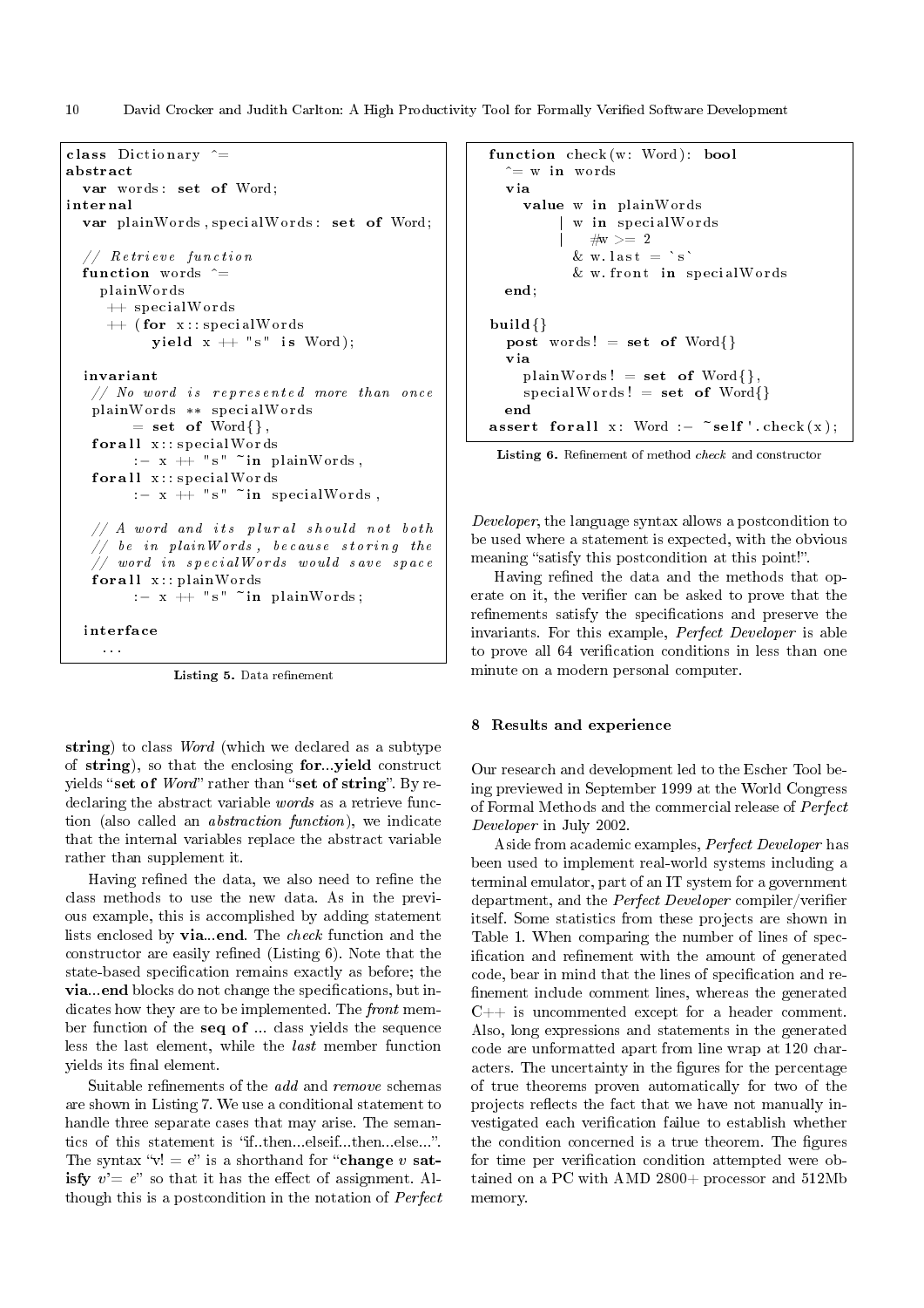```
class Dictionary ^=
abstract
  var words: set of Word;
internal
  var plainWords, specialWords: set of Word;

  // Retrieve function
  function words ^=
    plainWords
     ++ specialWords
     ++ (for x::specialWords
          yield x ++ "s" is Word);

  invariant
   // No word is represented more than once
   plainWords ** specialWords
        = set of Word{},
    forall x::specialWords
        :- x ++ "s" ~in plainWords,
    forall x::specialWords
        :- x ++ "s" ~in specialWords,

   // A word and its plural should not both
   // be in plainWords, because storing the
   // word in specialWords would save space
    forall x::plainWords
        :- x ++ "s" ~in plainWords;

  interface
    ...
```

**Listing 5.** Data refinement

```
  function check(w: Word): bool
    ^= w in words
    via
      value w in plainWords
          | w in specialWords
          |   #w >= 2
            & w.last = `s`
            & w.front in specialWords
    end;

  build{}
    post words! = set of Word{}
    via
      plainWords! = set of Word{},
      specialWords! = set of Word{}
    end
  assert forall x: Word :- ~self'.check(x);
```

**Listing 6.** Refinement of method *check* and constructor

**string**) to class *Word* (which we declared as a subtype of **string**), so that the enclosing **for...yield** construct yields "**set of** *Word*" rather than "**set of string**". By redeclaring the abstract variable *words* as a retrieve function (also called an *abstraction function*), we indicate that the internal variables replace the abstract variable rather than supplement it.

Having refined the data, we also need to refine the class methods to use the new data. As in the previous example, this is accomplished by adding statement lists enclosed by **via...end**. The *check* function and the constructor are easily refined (Listing 6). Note that the state-based specification remains exactly as before; the **via...end** blocks do not change the specifications, but indicates how they are to be implemented. The *front* member function of the **seq of** ... class yields the sequence less the last element, while the *last* member function yields its final element.

Suitable refinements of the *add* and *remove* schemas are shown in Listing 7. We use a conditional statement to handle three separate cases that may arise. The semantics of this statement is "if..then...elseif...then...else...". The syntax "v! = e" is a shorthand for "**change** *v* **satisfy** *v*'= *e*" so that it has the effect of assignment. Although this is a postcondition in the notation of *Perfect Developer*, the language syntax allows a postcondition to be used where a statement is expected, with the obvious meaning "satisfy this postcondition at this point!".

Having refined the data and the methods that operate on it, the verifier can be asked to prove that the refinements satisfy the specifications and preserve the invariants. For this example, *Perfect Developer* is able to prove all 64 verification conditions in less than one minute on a modern personal computer.

## 8 Results and experience

Our research and development led to the Escher Tool being previewed in September 1999 at the World Congress of Formal Methods and the commercial release of *Perfect Developer* in July 2002.

Aside from academic examples, *Perfect Developer* has been used to implement real-world systems including a terminal emulator, part of an IT system for a government department, and the *Perfect Developer* compiler/verifier itself. Some statistics from these projects are shown in Table 1. When comparing the number of lines of specification and refinement with the amount of generated code, bear in mind that the lines of specification and refinement include comment lines, whereas the generated C++ is uncommented except for a header comment. Also, long expressions and statements in the generated code are unformatted apart from line wrap at 120 characters. The uncertainty in the figures for the percentage of true theorems proven automatically for two of the projects reflects the fact that we have not manually investigated each verification failue to establish whether the condition concerned is a true theorem. The figures for time per verification condition attempted were obtained on a PC with AMD 2800+ processor and 512Mb memory.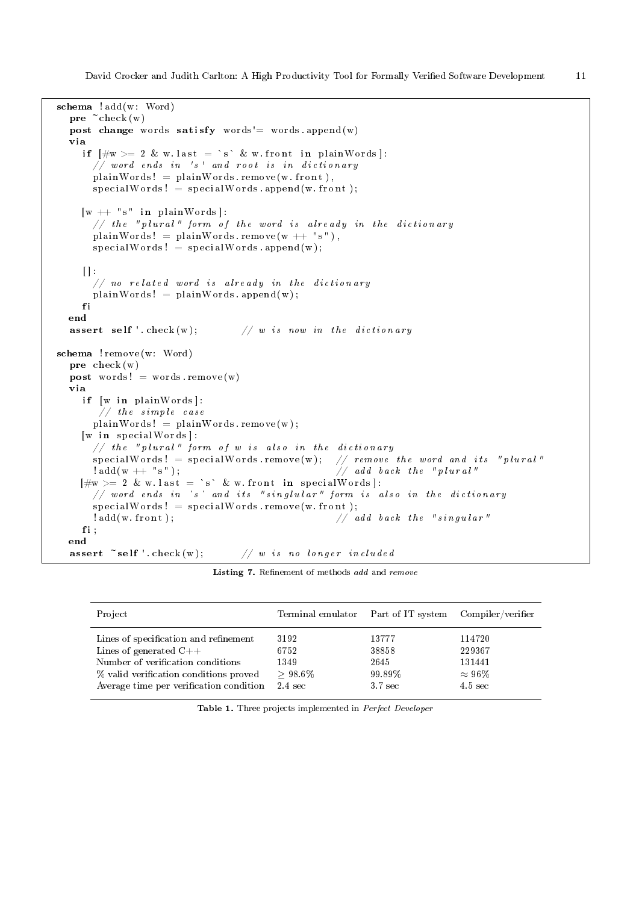```
schema !add(w: Word)
  pre ~check(w)
  post change words satisfy words'= words.append(w)
  via
    if [#w >= 2 & w.last = `s` & w.front in plainWords]:
       // word ends in 's' and root is in dictionary
       plainWords! = plainWords.remove(w.front),
       specialWords! = specialWords.append(w.front);

    [w ++ "s" in plainWords]:
       // the "plural" form of the word is already in the dictionary
       plainWords! = plainWords.remove(w ++ "s"),
       specialWords! = specialWords.append(w);

    []:
       // no related word is already in the dictionary
       plainWords! = plainWords.append(w);
    fi
  end
  assert self'.check(w);         // w is now in the dictionary

schema !remove(w: Word)
  pre check(w)
  post words! = words.remove(w)
  via
    if [w in plainWords]:
        // the simple case
       plainWords! = plainWords.remove(w);
    [w in specialWords]:
       // the "plural" form of w is also in the dictionary
       specialWords! = specialWords.remove(w);   // remove the word and its "plural"
       !add(w ++ "s");                          // add back the "plural"
    [#w >= 2 & w.last = `s` & w.front in specialWords]:
       // word ends in `s` and its "singlular" form is also in the dictionary
       specialWords! = specialWords.remove(w.front);
       !add(w.front);                           // add back the "singular"
    fi;
  end
  assert ~self'.check(w);        // w is no longer included
```

**Listing 7.** Refinement of methods *add* and *remove*

| Project | Terminal emulator | Part of IT system | Compiler/verifier |
|---|---|---|---|
| Lines of specification and refinement | 3192 | 13777 | 114720 |
| Lines of generated C++ | 6752 | 38858 | 229367 |
| Number of verification conditions | 1349 | 2645 | 131441 |
| % valid verification conditions proved | $\geq 98.6\%$ | 99.89% | $\approx 96\%$ |
| Average time per verification condition | 2.4 sec | 3.7 sec | 4.5 sec |

**Table 1.** Three projects implemented in *Perfect Developer*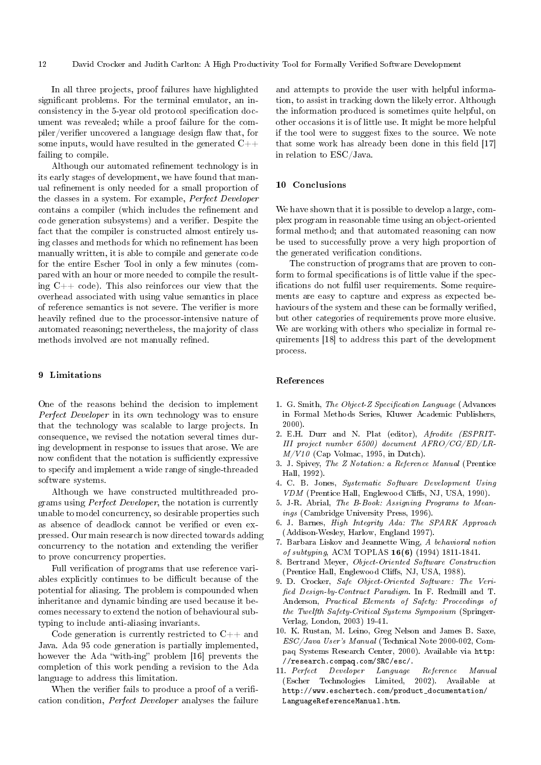In all three projects, proof failures have highlighted significant problems. For the terminal emulator, an inconsistency in the 5-year old protocol specification document was revealed; while a proof failure for the compiler/verifier uncovered a language design flaw that, for some inputs, would have resulted in the generated C++ failing to compile.

Although our automated refinement technology is in its early stages of development, we have found that manual refinement is only needed for a small proportion of the classes in a system. For example, *Perfect Developer* contains a compiler (which includes the refinement and code generation subsystems) and a verifier. Despite the fact that the compiler is constructed almost entirely using classes and methods for which no refinement has been manually written, it is able to compile and generate code for the entire Escher Tool in only a few minutes (compared with an hour or more needed to compile the resulting C++ code). This also reinforces our view that the overhead associated with using value semantics in place of reference semantics is not severe. The verifier is more heavily refined due to the processor-intensive nature of automated reasoning; nevertheless, the majority of class methods involved are not manually refined.

## 9 Limitations

One of the reasons behind the decision to implement *Perfect Developer* in its own technology was to ensure that the technology was scalable to large projects. In consequence, we revised the notation several times during development in response to issues that arose. We are now confident that the notation is sufficiently expressive to specify and implement a wide range of single-threaded software systems.

Although we have constructed multithreaded programs using *Perfect Developer*, the notation is currently unable to model concurrency, so desirable properties such as absence of deadlock cannot be verified or even expressed. Our main research is now directed towards adding concurrency to the notation and extending the verifier to prove concurrency properties.

Full verification of programs that use reference variables explicitly continues to be difficult because of the potential for aliasing. The problem is compounded when inheritance and dynamic binding are used because it becomes necessary to extend the notion of behavioural subtyping to include anti-aliasing invariants.

Code generation is currently restricted to C++ and Java. Ada 95 code generation is partially implemented, however the Ada "with-ing" problem [16] prevents the completion of this work pending a revision to the Ada language to address this limitation.

When the verifier fails to produce a proof of a verification condition, *Perfect Developer* analyses the failure and attempts to provide the user with helpful information, to assist in tracking down the likely error. Although the information produced is sometimes quite helpful, on other occasions it is of little use. It might be more helpful if the tool were to suggest fixes to the source. We note that some work has already been done in this field [17] in relation to ESC/Java.

## 10 Conclusions

We have shown that it is possible to develop a large, complex program in reasonable time using an object-oriented formal method; and that automated reasoning can now be used to successfully prove a very high proportion of the generated verification conditions.

The construction of programs that are proven to conform to formal specifications is of little value if the specifications do not fulfil user requirements. Some requirements are easy to capture and express as expected behaviours of the system and these can be formally verified, but other categories of requirements prove more elusive. We are working with others who specialize in formal requirements [18] to address this part of the development process.

## References

1. G. Smith, *The Object-Z Specification Language* (Advances in Formal Methods Series, Kluwer Academic Publishers, 2000).
2. E.H. Durr and N. Plat (editor), *Afrodite (ESPRIT-III project number 6500) document AFRO/CG/ED/LR-M/V10* (Cap Volmac, 1995, in Dutch).
3. J. Spivey, *The Z Notation: a Reference Manual* (Prentice Hall, 1992).
4. C. B. Jones, *Systematic Software Development Using VDM* (Prentice Hall, Englewood Cliffs, NJ, USA, 1990).
5. J-R. Abrial, *The B-Book: Assigning Programs to Meanings* (Cambridge University Press, 1996).
6. J. Barnes, *High Integrity Ada: The SPARK Approach* (Addison-Wesley, Harlow, England 1997).
7. Barbara Liskov and Jeannette Wing, *A behavioral notion of subtyping*, ACM TOPLAS **16(6)** (1994) 1811-1841.
8. Bertrand Meyer, *Object-Oriented Software Construction* (Prentice Hall, Englewood Cliffs, NJ, USA, 1988).
9. D. Crocker, *Safe Object-Oriented Software: The Verified Design-by-Contract Paradigm*. In F. Redmill and T. Anderson, *Practical Elements of Safety: Proceedings of the Twelfth Safety-Critical Systems Symposium* (Springer-Verlag, London, 2003) 19-41.
10. K. Rustan, M. Leino, Greg Nelson and James B. Saxe, *ESC/Java User's Manual* (Technical Note 2000-002, Compaq Systems Research Center, 2000). Available via `http://research.compaq.com/SRC/esc/`.
11. *Perfect Developer Language Reference Manual* (Escher Technologies Limited, 2002). Available at `http://www.eschertech.com/product_documentation/LanguageReferenceManual.htm`.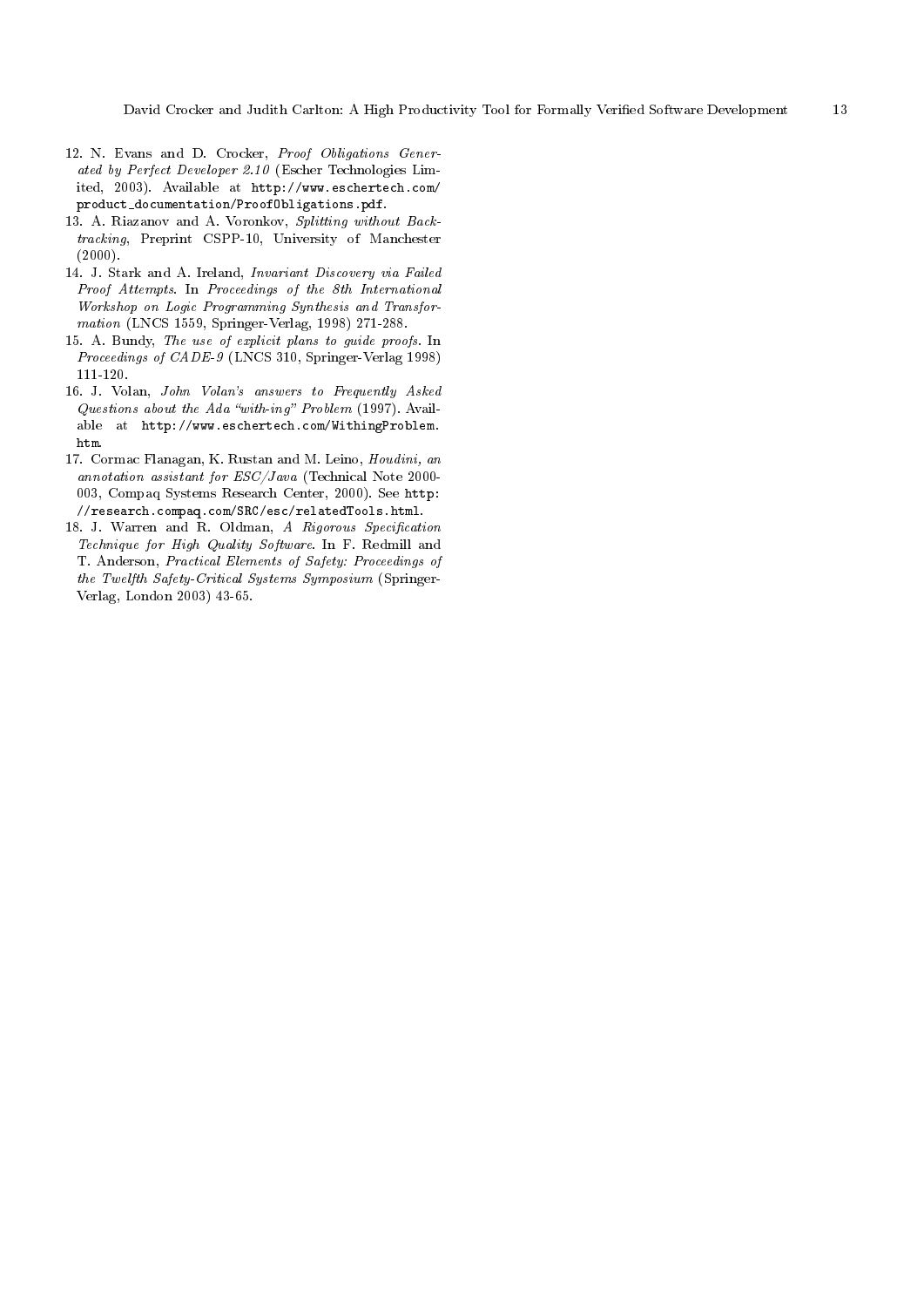12. N. Evans and D. Crocker, *Proof Obligations Generated by Perfect Developer 2.10* (Escher Technologies Limited, 2003). Available at `http://www.eschertech.com/product_documentation/ProofObligations.pdf`.
13. A. Riazanov and A. Voronkov, *Splitting without Backtracking*, Preprint CSPP-10, University of Manchester (2000).
14. J. Stark and A. Ireland, *Invariant Discovery via Failed Proof Attempts*. In *Proceedings of the 8th International Workshop on Logic Programming Synthesis and Transformation* (LNCS 1559, Springer-Verlag, 1998) 271-288.
15. A. Bundy, *The use of explicit plans to guide proofs*. In *Proceedings of CADE-9* (LNCS 310, Springer-Verlag 1998) 111-120.
16. J. Volan, *John Volan's answers to Frequently Asked Questions about the Ada "with-ing" Problem* (1997). Available at `http://www.eschertech.com/WithingProblem.htm`.
17. Cormac Flanagan, K. Rustan and M. Leino, *Houdini, an annotation assistant for ESC/Java* (Technical Note 2000-003, Compaq Systems Research Center, 2000). See `http://research.compaq.com/SRC/esc/relatedTools.html`.
18. J. Warren and R. Oldman, *A Rigorous Specification Technique for High Quality Software*. In F. Redmill and T. Anderson, *Practical Elements of Safety: Proceedings of the Twelfth Safety-Critical Systems Symposium* (Springer-Verlag, London 2003) 43-65.